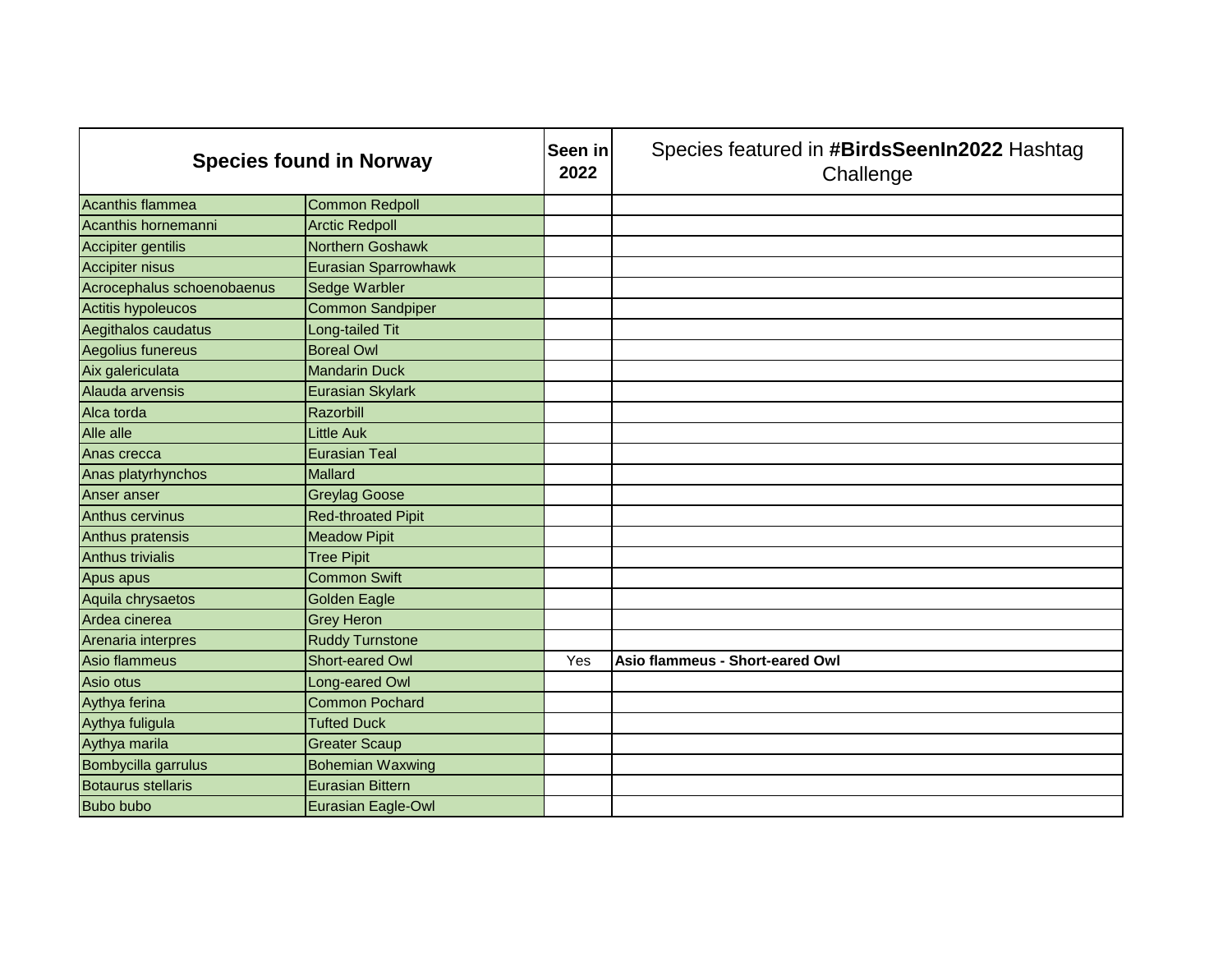| Species found in Norway | | Seen in 2022 | Species featured in **#BirdsSeenIn2022** Hashtag Challenge |
|---|---|---|---|
| Acanthis flammea | Common Redpoll | | |
| Acanthis hornemanni | Arctic Redpoll | | |
| Accipiter gentilis | Northern Goshawk | | |
| Accipiter nisus | Eurasian Sparrowhawk | | |
| Acrocephalus schoenobaenus | Sedge Warbler | | |
| Actitis hypoleucos | Common Sandpiper | | |
| Aegithalos caudatus | Long-tailed Tit | | |
| Aegolius funereus | Boreal Owl | | |
| Aix galericulata | Mandarin Duck | | |
| Alauda arvensis | Eurasian Skylark | | |
| Alca torda | Razorbill | | |
| Alle alle | Little Auk | | |
| Anas crecca | Eurasian Teal | | |
| Anas platyrhynchos | Mallard | | |
| Anser anser | Greylag Goose | | |
| Anthus cervinus | Red-throated Pipit | | |
| Anthus pratensis | Meadow Pipit | | |
| Anthus trivialis | Tree Pipit | | |
| Apus apus | Common Swift | | |
| Aquila chrysaetos | Golden Eagle | | |
| Ardea cinerea | Grey Heron | | |
| Arenaria interpres | Ruddy Turnstone | | |
| Asio flammeus | Short-eared Owl | Yes | **Asio flammeus - Short-eared Owl** |
| Asio otus | Long-eared Owl | | |
| Aythya ferina | Common Pochard | | |
| Aythya fuligula | Tufted Duck | | |
| Aythya marila | Greater Scaup | | |
| Bombycilla garrulus | Bohemian Waxwing | | |
| Botaurus stellaris | Eurasian Bittern | | |
| Bubo bubo | Eurasian Eagle-Owl | | |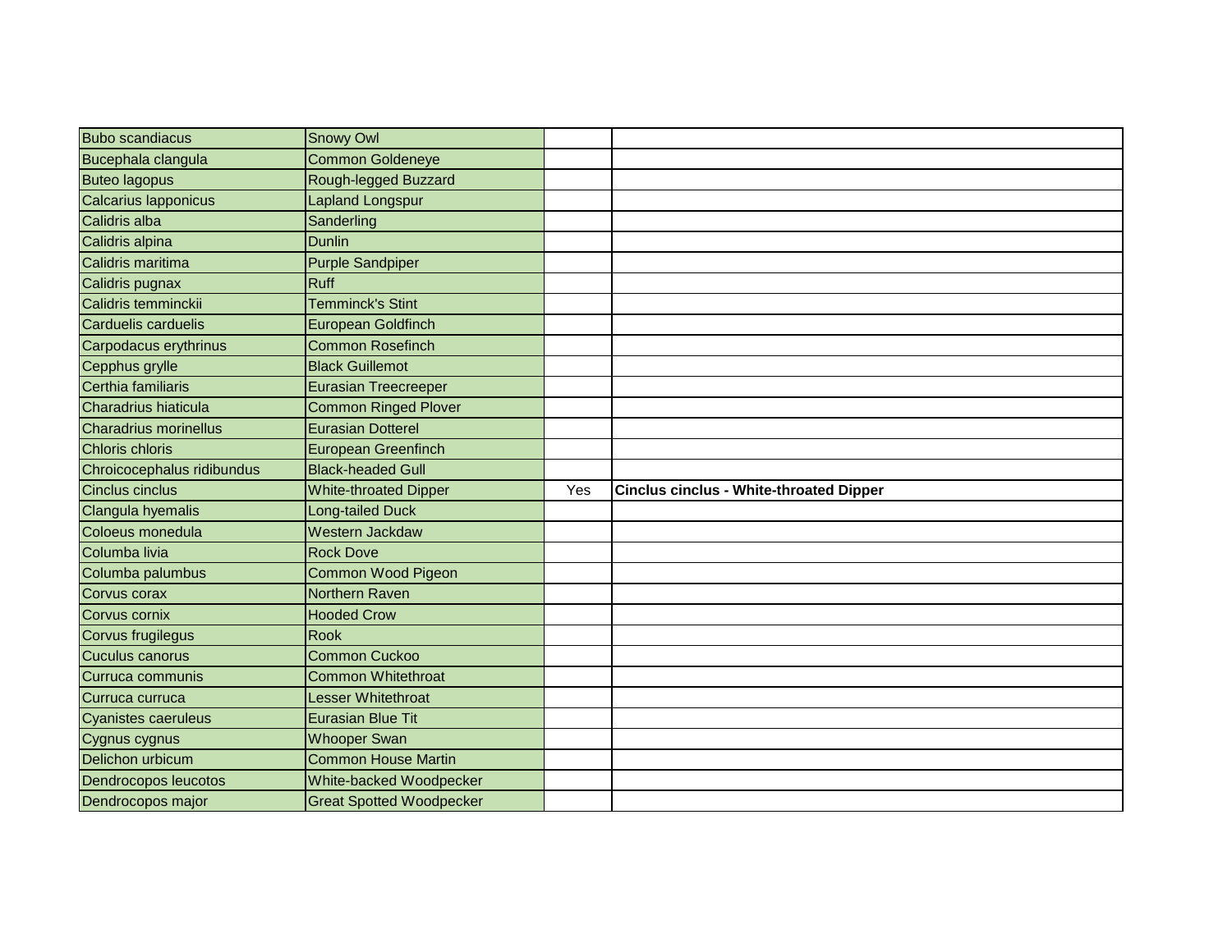| | | | |
|---|---|---|---|
| Bubo scandiacus | Snowy Owl | | |
| Bucephala clangula | Common Goldeneye | | |
| Buteo lagopus | Rough-legged Buzzard | | |
| Calcarius lapponicus | Lapland Longspur | | |
| Calidris alba | Sanderling | | |
| Calidris alpina | Dunlin | | |
| Calidris maritima | Purple Sandpiper | | |
| Calidris pugnax | Ruff | | |
| Calidris temminckii | Temminck's Stint | | |
| Carduelis carduelis | European Goldfinch | | |
| Carpodacus erythrinus | Common Rosefinch | | |
| Cepphus grylle | Black Guillemot | | |
| Certhia familiaris | Eurasian Treecreeper | | |
| Charadrius hiaticula | Common Ringed Plover | | |
| Charadrius morinellus | Eurasian Dotterel | | |
| Chloris chloris | European Greenfinch | | |
| Chroicocephalus ridibundus | Black-headed Gull | | |
| Cinclus cinclus | White-throated Dipper | Yes | **Cinclus cinclus - White-throated Dipper** |
| Clangula hyemalis | Long-tailed Duck | | |
| Coloeus monedula | Western Jackdaw | | |
| Columba livia | Rock Dove | | |
| Columba palumbus | Common Wood Pigeon | | |
| Corvus corax | Northern Raven | | |
| Corvus cornix | Hooded Crow | | |
| Corvus frugilegus | Rook | | |
| Cuculus canorus | Common Cuckoo | | |
| Curruca communis | Common Whitethroat | | |
| Curruca curruca | Lesser Whitethroat | | |
| Cyanistes caeruleus | Eurasian Blue Tit | | |
| Cygnus cygnus | Whooper Swan | | |
| Delichon urbicum | Common House Martin | | |
| Dendrocopos leucotos | White-backed Woodpecker | | |
| Dendrocopos major | Great Spotted Woodpecker | | |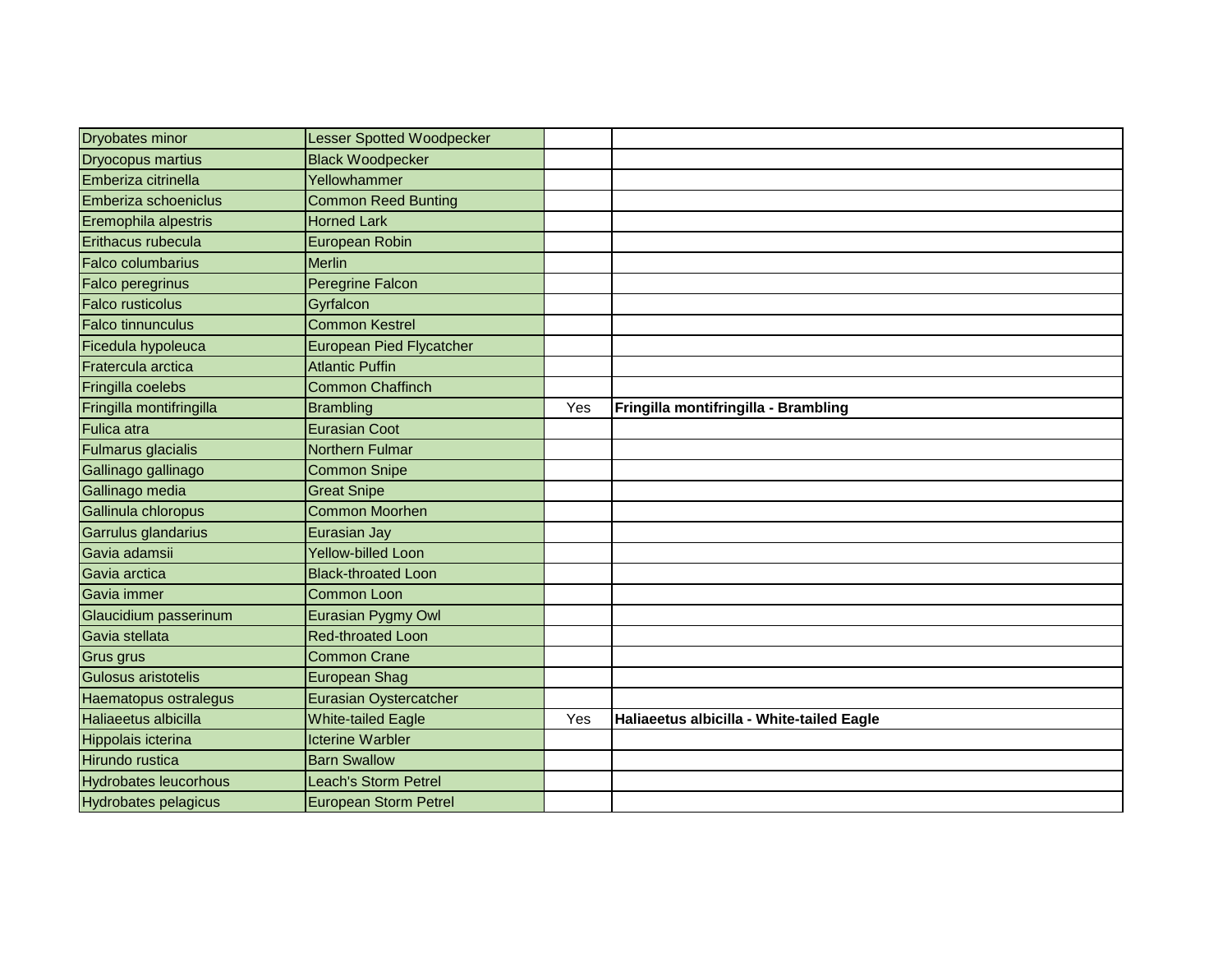| | | | |
|---|---|---|---|
| Dryobates minor | Lesser Spotted Woodpecker | | |
| Dryocopus martius | Black Woodpecker | | |
| Emberiza citrinella | Yellowhammer | | |
| Emberiza schoeniclus | Common Reed Bunting | | |
| Eremophila alpestris | Horned Lark | | |
| Erithacus rubecula | European Robin | | |
| Falco columbarius | Merlin | | |
| Falco peregrinus | Peregrine Falcon | | |
| Falco rusticolus | Gyrfalcon | | |
| Falco tinnunculus | Common Kestrel | | |
| Ficedula hypoleuca | European Pied Flycatcher | | |
| Fratercula arctica | Atlantic Puffin | | |
| Fringilla coelebs | Common Chaffinch | | |
| Fringilla montifringilla | Brambling | Yes | **Fringilla montifringilla - Brambling** |
| Fulica atra | Eurasian Coot | | |
| Fulmarus glacialis | Northern Fulmar | | |
| Gallinago gallinago | Common Snipe | | |
| Gallinago media | Great Snipe | | |
| Gallinula chloropus | Common Moorhen | | |
| Garrulus glandarius | Eurasian Jay | | |
| Gavia adamsii | Yellow-billed Loon | | |
| Gavia arctica | Black-throated Loon | | |
| Gavia immer | Common Loon | | |
| Glaucidium passerinum | Eurasian Pygmy Owl | | |
| Gavia stellata | Red-throated Loon | | |
| Grus grus | Common Crane | | |
| Gulosus aristotelis | European Shag | | |
| Haematopus ostralegus | Eurasian Oystercatcher | | |
| Haliaeetus albicilla | White-tailed Eagle | Yes | **Haliaeetus albicilla - White-tailed Eagle** |
| Hippolais icterina | Icterine Warbler | | |
| Hirundo rustica | Barn Swallow | | |
| Hydrobates leucorhous | Leach's Storm Petrel | | |
| Hydrobates pelagicus | European Storm Petrel | | |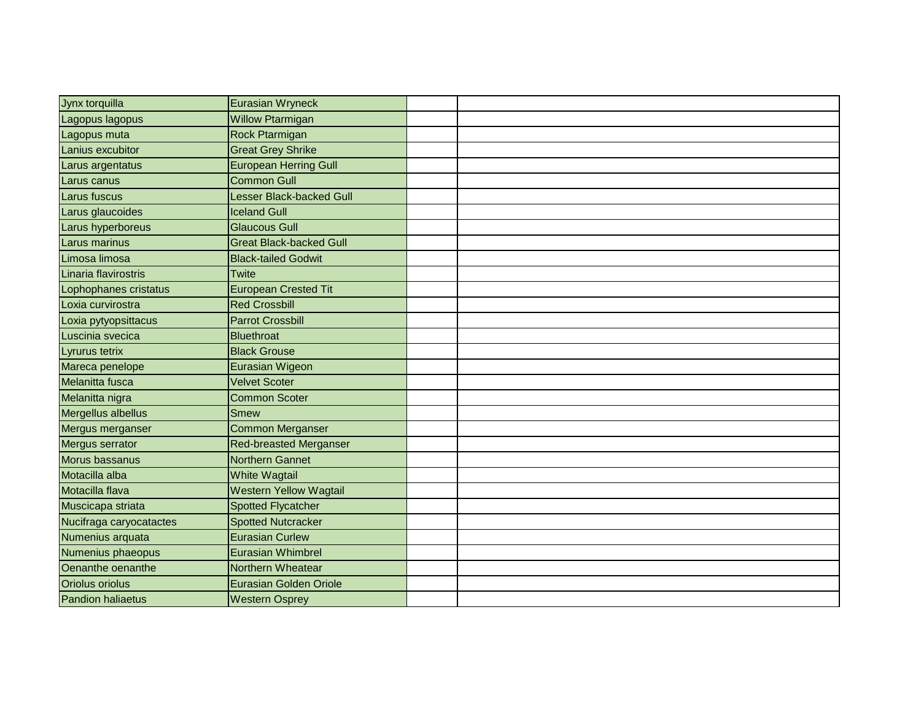| | | | |
|---|---|---|---|
| Jynx torquilla | Eurasian Wryneck | | |
| Lagopus lagopus | Willow Ptarmigan | | |
| Lagopus muta | Rock Ptarmigan | | |
| Lanius excubitor | Great Grey Shrike | | |
| Larus argentatus | European Herring Gull | | |
| Larus canus | Common Gull | | |
| Larus fuscus | Lesser Black-backed Gull | | |
| Larus glaucoides | Iceland Gull | | |
| Larus hyperboreus | Glaucous Gull | | |
| Larus marinus | Great Black-backed Gull | | |
| Limosa limosa | Black-tailed Godwit | | |
| Linaria flavirostris | Twite | | |
| Lophophanes cristatus | European Crested Tit | | |
| Loxia curvirostra | Red Crossbill | | |
| Loxia pytyopsittacus | Parrot Crossbill | | |
| Luscinia svecica | Bluethroat | | |
| Lyrurus tetrix | Black Grouse | | |
| Mareca penelope | Eurasian Wigeon | | |
| Melanitta fusca | Velvet Scoter | | |
| Melanitta nigra | Common Scoter | | |
| Mergellus albellus | Smew | | |
| Mergus merganser | Common Merganser | | |
| Mergus serrator | Red-breasted Merganser | | |
| Morus bassanus | Northern Gannet | | |
| Motacilla alba | White Wagtail | | |
| Motacilla flava | Western Yellow Wagtail | | |
| Muscicapa striata | Spotted Flycatcher | | |
| Nucifraga caryocatactes | Spotted Nutcracker | | |
| Numenius arquata | Eurasian Curlew | | |
| Numenius phaeopus | Eurasian Whimbrel | | |
| Oenanthe oenanthe | Northern Wheatear | | |
| Oriolus oriolus | Eurasian Golden Oriole | | |
| Pandion haliaetus | Western Osprey | | |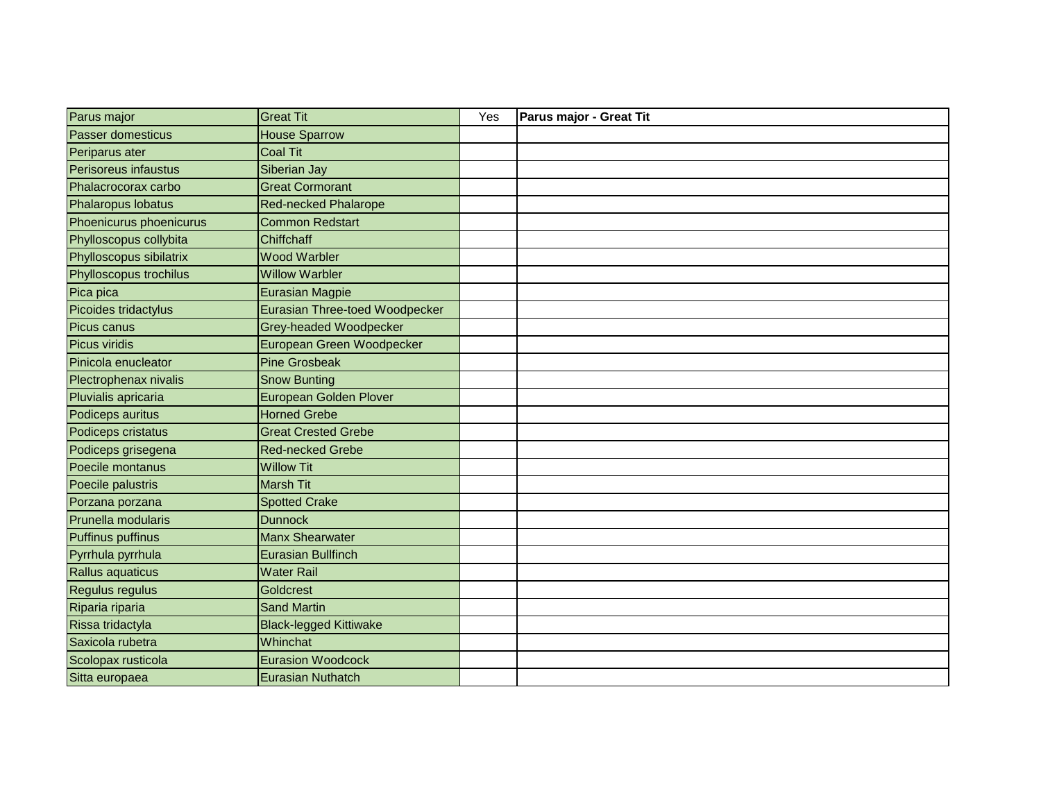| Parus major | Great Tit | Yes | **Parus major - Great Tit** |
|---|---|---|---|
| Passer domesticus | House Sparrow | | |
| Periparus ater | Coal Tit | | |
| Perisoreus infaustus | Siberian Jay | | |
| Phalacrocorax carbo | Great Cormorant | | |
| Phalaropus lobatus | Red-necked Phalarope | | |
| Phoenicurus phoenicurus | Common Redstart | | |
| Phylloscopus collybita | Chiffchaff | | |
| Phylloscopus sibilatrix | Wood Warbler | | |
| Phylloscopus trochilus | Willow Warbler | | |
| Pica pica | Eurasian Magpie | | |
| Picoides tridactylus | Eurasian Three-toed Woodpecker | | |
| Picus canus | Grey-headed Woodpecker | | |
| Picus viridis | European Green Woodpecker | | |
| Pinicola enucleator | Pine Grosbeak | | |
| Plectrophenax nivalis | Snow Bunting | | |
| Pluvialis apricaria | European Golden Plover | | |
| Podiceps auritus | Horned Grebe | | |
| Podiceps cristatus | Great Crested Grebe | | |
| Podiceps grisegena | Red-necked Grebe | | |
| Poecile montanus | Willow Tit | | |
| Poecile palustris | Marsh Tit | | |
| Porzana porzana | Spotted Crake | | |
| Prunella modularis | Dunnock | | |
| Puffinus puffinus | Manx Shearwater | | |
| Pyrrhula pyrrhula | Eurasian Bullfinch | | |
| Rallus aquaticus | Water Rail | | |
| Regulus regulus | Goldcrest | | |
| Riparia riparia | Sand Martin | | |
| Rissa tridactyla | Black-legged Kittiwake | | |
| Saxicola rubetra | Whinchat | | |
| Scolopax rusticola | Eurasion Woodcock | | |
| Sitta europaea | Eurasian Nuthatch | | |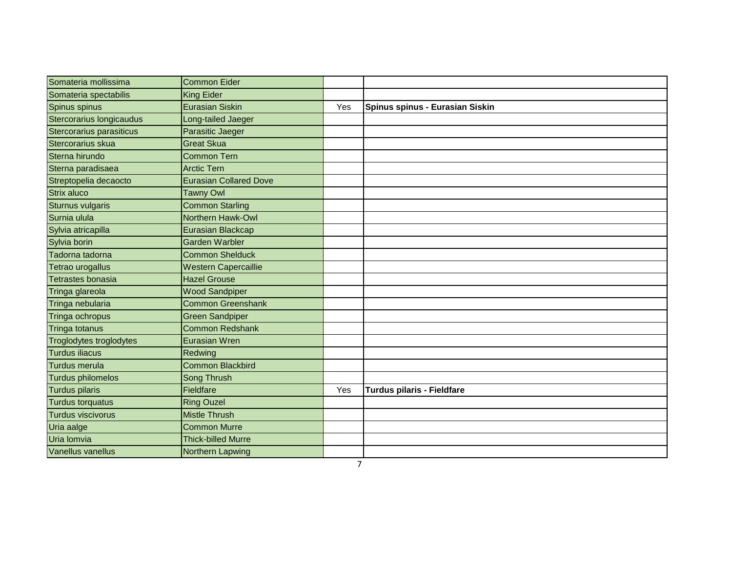| | | | |
|---|---|---|---|
| Somateria mollissima | Common Eider | | |
| Somateria spectabilis | King Eider | | |
| Spinus spinus | Eurasian Siskin | Yes | **Spinus spinus - Eurasian Siskin** |
| Stercorarius longicaudus | Long-tailed Jaeger | | |
| Stercorarius parasiticus | Parasitic Jaeger | | |
| Stercorarius skua | Great Skua | | |
| Sterna hirundo | Common Tern | | |
| Sterna paradisaea | Arctic Tern | | |
| Streptopelia decaocto | Eurasian Collared Dove | | |
| Strix aluco | Tawny Owl | | |
| Sturnus vulgaris | Common Starling | | |
| Surnia ulula | Northern Hawk-Owl | | |
| Sylvia atricapilla | Eurasian Blackcap | | |
| Sylvia borin | Garden Warbler | | |
| Tadorna tadorna | Common Shelduck | | |
| Tetrao urogallus | Western Capercaillie | | |
| Tetrastes bonasia | Hazel Grouse | | |
| Tringa glareola | Wood Sandpiper | | |
| Tringa nebularia | Common Greenshank | | |
| Tringa ochropus | Green Sandpiper | | |
| Tringa totanus | Common Redshank | | |
| Troglodytes troglodytes | Eurasian Wren | | |
| Turdus iliacus | Redwing | | |
| Turdus merula | Common Blackbird | | |
| Turdus philomelos | Song Thrush | | |
| Turdus pilaris | Fieldfare | Yes | **Turdus pilaris - Fieldfare** |
| Turdus torquatus | Ring Ouzel | | |
| Turdus viscivorus | Mistle Thrush | | |
| Uria aalge | Common Murre | | |
| Uria lomvia | Thick-billed Murre | | |
| Vanellus vanellus | Northern Lapwing | | |